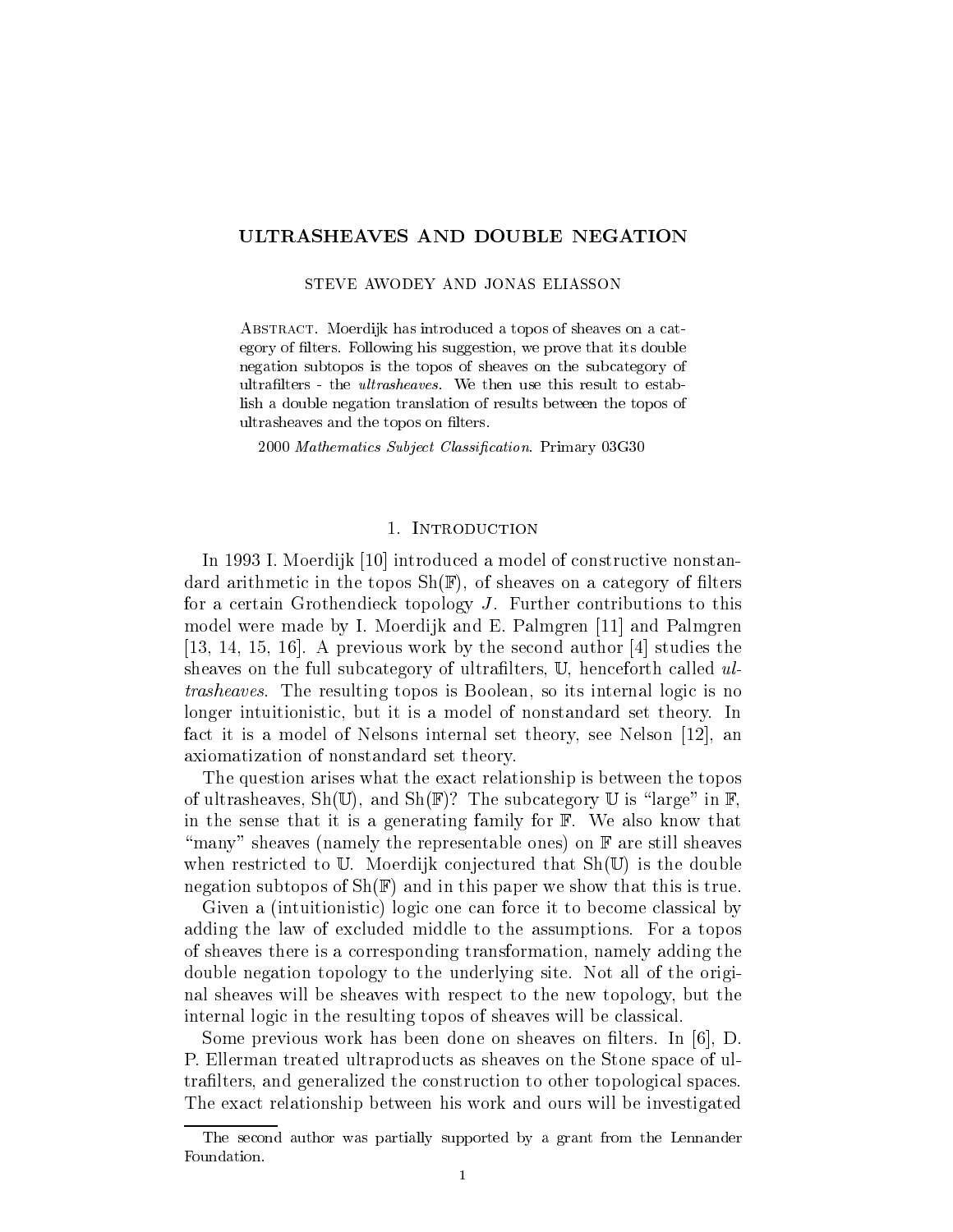# ULTRASHEAVES AND DOUBLE NEGATION

STEVE AWODEY AND JONAS ELIASSON

ABSTRACT. Moerdijk has introduced a topos of sheaves on a category of filters. Following his suggestion, we prove that its double negation subtopos is the topos of sheaves on the subcategory of ultrafilters - the *ultrasheaves*. We then use this result to establish a double negation translation of results between the topos of ultrasheaves and the topos on filters.

2000 *Mathematics Subject Classification*. Primary 03G30

## 1. Introduction

In 1993 I. Moerdijk [10] introduced a model of constructive nonstandard arithmetic in the topos $\mathrm{Sh}(\mathbb{F})$, of sheaves on a category of filters for a certain Grothendieck topology $J$. Further contributions to this model were made by I. Moerdijk and E. Palmgren [11] and Palmgren [13, 14, 15, 16]. A previous work by the second author [4] studies the sheaves on the full subcategory of ultrafilters, $\mathbb{U}$, henceforth called *ultrasheaves*. The resulting topos is Boolean, so its internal logic is no longer intuitionistic, but it is a model of nonstandard set theory. In fact it is a model of Nelsons internal set theory, see Nelson [12], an axiomatization of nonstandard set theory.

The question arises what the exact relationship is between the topos of ultrasheaves, $\mathrm{Sh}(\mathbb{U})$, and $\mathrm{Sh}(\mathbb{F})$? The subcategory $\mathbb{U}$ is "large" in $\mathbb{F}$, in the sense that it is a generating family for $\mathbb{F}$. We also know that "many" sheaves (namely the representable ones) on $\mathbb{F}$ are still sheaves when restricted to $\mathbb{U}$. Moerdijk conjectured that $\mathrm{Sh}(\mathbb{U})$ is the double negation subtopos of $\mathrm{Sh}(\mathbb{F})$ and in this paper we show that this is true.

Given a (intuitionistic) logic one can force it to become classical by adding the law of excluded middle to the assumptions. For a topos of sheaves there is a corresponding transformation, namely adding the double negation topology to the underlying site. Not all of the original sheaves will be sheaves with respect to the new topology, but the internal logic in the resulting topos of sheaves will be classical.

Some previous work has been done on sheaves on filters. In [6], D. P. Ellerman treated ultraproducts as sheaves on the Stone space of ultrafilters, and generalized the construction to other topological spaces. The exact relationship between his work and ours will be investigated

The second author was partially supported by a grant from the Lennander Foundation.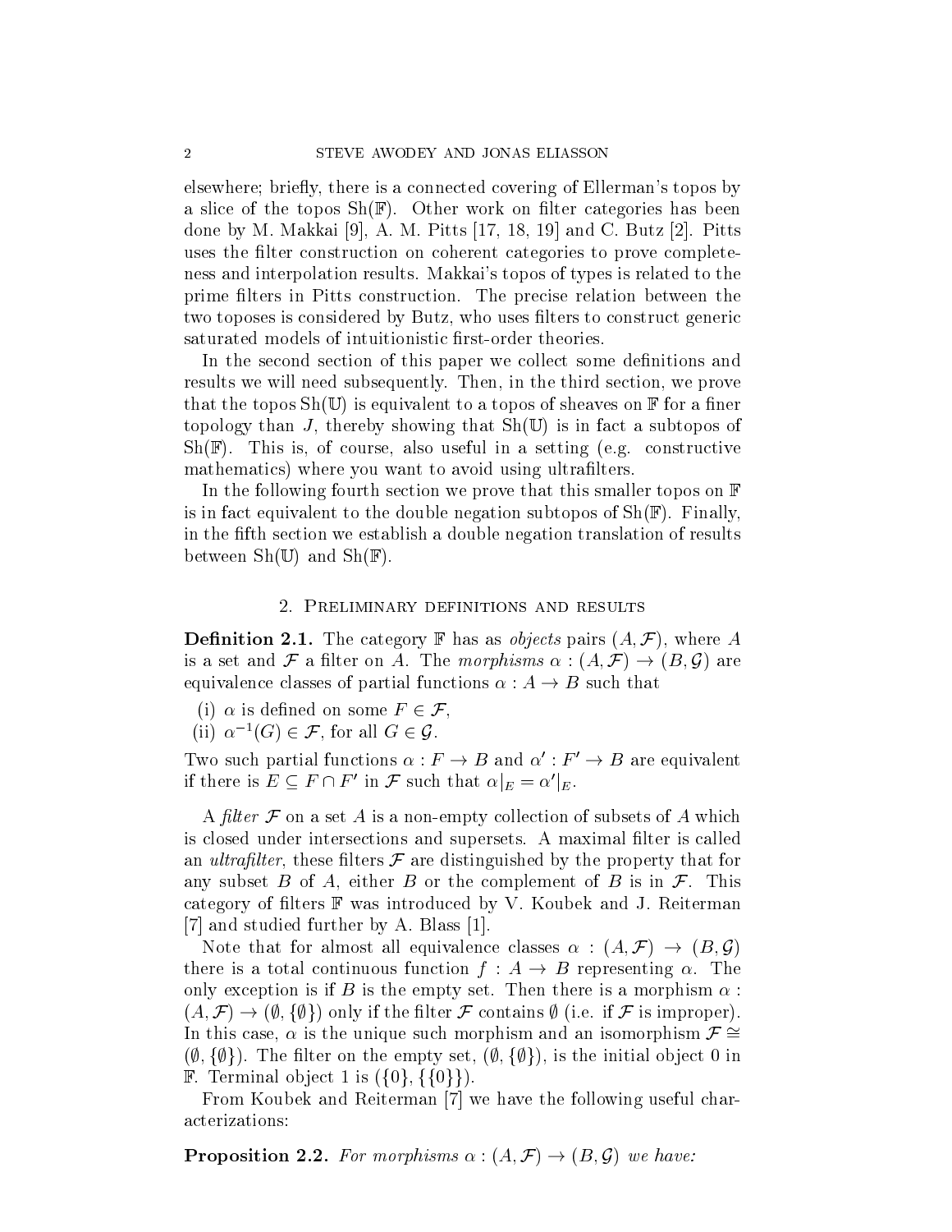elsewhere; briefly, there is a connected covering of Ellerman's topos by a slice of the topos $\mathrm{Sh}(\mathbb{F})$. Other work on filter categories has been done by M. Makkai [9], A. M. Pitts [17, 18, 19] and C. Butz [2]. Pitts uses the filter construction on coherent categories to prove completeness and interpolation results. Makkai's topos of types is related to the prime filters in Pitts construction. The precise relation between the two toposes is considered by Butz, who uses filters to construct generic saturated models of intuitionistic first-order theories.

In the second section of this paper we collect some definitions and results we will need subsequently. Then, in the third section, we prove that the topos $\mathrm{Sh}(\mathbb{U})$ is equivalent to a topos of sheaves on $\mathbb{F}$ for a finer topology than $J$, thereby showing that $\mathrm{Sh}(\mathbb{U})$ is in fact a subtopos of $\mathrm{Sh}(\mathbb{F})$. This is, of course, also useful in a setting (e.g. constructive mathematics) where you want to avoid using ultrafilters.

In the following fourth section we prove that this smaller topos on $\mathbb{F}$ is in fact equivalent to the double negation subtopos of $\mathrm{Sh}(\mathbb{F})$. Finally, in the fifth section we establish a double negation translation of results between $\mathrm{Sh}(\mathbb{U})$ and $\mathrm{Sh}(\mathbb{F})$.

## 2. Preliminary definitions and results

**Definition 2.1.** The category $\mathbb{F}$ has as *objects* pairs $(A, \mathcal{F})$, where $A$ is a set and $\mathcal{F}$ a filter on $A$. The *morphisms* $\alpha : (A, \mathcal{F}) \to (B, \mathcal{G})$ are equivalence classes of partial functions $\alpha : A \to B$ such that

(i) $\alpha$ is defined on some $F \in \mathcal{F}$,
(ii) $\alpha^{-1}(G) \in \mathcal{F}$, for all $G \in \mathcal{G}$.

Two such partial functions $\alpha : F \to B$ and $\alpha' : F' \to B$ are equivalent if there is $E \subseteq F \cap F'$ in $\mathcal{F}$ such that $\alpha|_E = \alpha'|_E$.

A *filter* $\mathcal{F}$ on a set $A$ is a non-empty collection of subsets of $A$ which is closed under intersections and supersets. A maximal filter is called an *ultrafilter*, these filters $\mathcal{F}$ are distinguished by the property that for any subset $B$ of $A$, either $B$ or the complement of $B$ is in $\mathcal{F}$. This category of filters $\mathbb{F}$ was introduced by V. Koubek and J. Reiterman [7] and studied further by A. Blass [1].

Note that for almost all equivalence classes $\alpha : (A, \mathcal{F}) \to (B, \mathcal{G})$ there is a total continuous function $f : A \to B$ representing $\alpha$. The only exception is if $B$ is the empty set. Then there is a morphism $\alpha : (A, \mathcal{F}) \to (\emptyset, \{\emptyset\})$ only if the filter $\mathcal{F}$ contains $\emptyset$ (i.e. if $\mathcal{F}$ is improper). In this case, $\alpha$ is the unique such morphism and an isomorphism $\mathcal{F} \cong (\emptyset, \{\emptyset\})$. The filter on the empty set, $(\emptyset, \{\emptyset\})$, is the initial object 0 in $\mathbb{F}$. Terminal object 1 is $(\{0\}, \{\{0\}\})$.

From Koubek and Reiterman [7] we have the following useful characterizations:

**Proposition 2.2.** *For morphisms $\alpha : (A, \mathcal{F}) \to (B, \mathcal{G})$ we have:*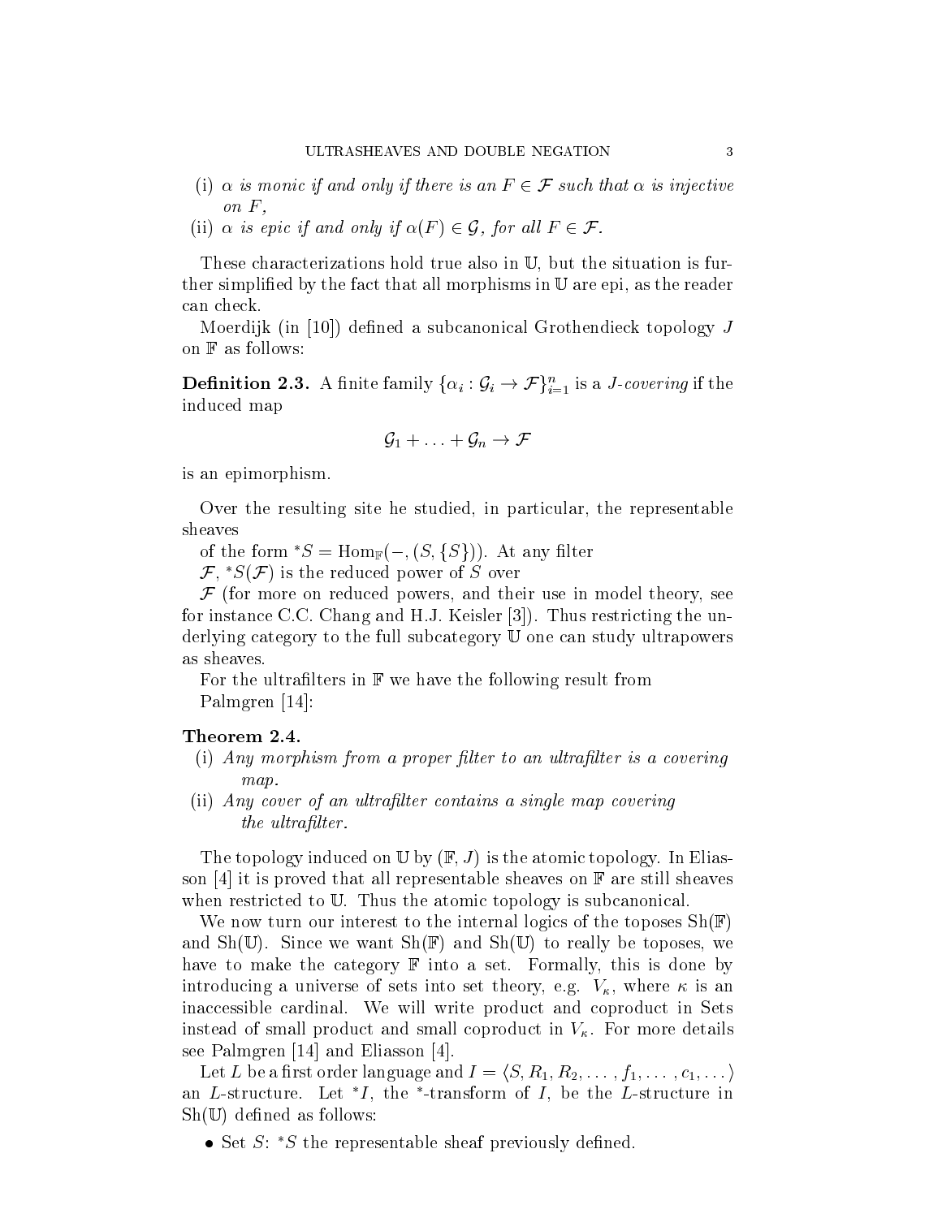(i) *$\alpha$ is monic if and only if there is an $F \in \mathcal{F}$ such that $\alpha$ is injective on $F$,*
(ii) *$\alpha$ is epic if and only if $\alpha(F) \in \mathcal{G}$, for all $F \in \mathcal{F}$.*

These characterizations hold true also in $\mathbb{U}$, but the situation is further simplified by the fact that all morphisms in $\mathbb{U}$ are epi, as the reader can check.

Moerdijk (in [10]) defined a subcanonical Grothendieck topology $J$ on $\mathbb{F}$ as follows:

**Definition 2.3.** A finite family $\{\alpha_i : \mathcal{G}_i \to \mathcal{F}\}_{i=1}^n$ is a *J-covering* if the induced map

$$\mathcal{G}_1 + \ldots + \mathcal{G}_n \to \mathcal{F}$$

is an epimorphism.

Over the resulting site he studied, in particular, the representable sheaves of the form ${}^*S = \mathrm{Hom}_{\mathbb{F}}(-, (S, \{S\}))$. At any filter $\mathcal{F}$, ${}^*S(\mathcal{F})$ is the reduced power of $S$ over $\mathcal{F}$ (for more on reduced powers, and their use in model theory, see for instance C.C. Chang and H.J. Keisler [3]). Thus restricting the underlying category to the full subcategory $\mathbb{U}$ one can study ultrapowers as sheaves.

For the ultrafilters in $\mathbb{F}$ we have the following result from Palmgren [14]:

**Theorem 2.4.**
(i) *Any morphism from a proper filter to an ultrafilter is a covering map.*
(ii) *Any cover of an ultrafilter contains a single map covering the ultrafilter.*

The topology induced on $\mathbb{U}$ by $(\mathbb{F}, J)$ is the atomic topology. In Eliasson [4] it is proved that all representable sheaves on $\mathbb{F}$ are still sheaves when restricted to $\mathbb{U}$. Thus the atomic topology is subcanonical.

We now turn our interest to the internal logics of the toposes $\mathrm{Sh}(\mathbb{F})$ and $\mathrm{Sh}(\mathbb{U})$. Since we want $\mathrm{Sh}(\mathbb{F})$ and $\mathrm{Sh}(\mathbb{U})$ to really be toposes, we have to make the category $\mathbb{F}$ into a set. Formally, this is done by introducing a universe of sets into set theory, e.g. $V_\kappa$, where $\kappa$ is an inaccessible cardinal. We will write product and coproduct in Sets instead of small product and small coproduct in $V_\kappa$. For more details see Palmgren [14] and Eliasson [4].

Let $L$ be a first order language and $I = \langle S, R_1, R_2, \ldots, f_1, \ldots, c_1, \ldots \rangle$ an $L$-structure. Let ${}^*I$, the ${}^*$-transform of $I$, be the $L$-structure in $\mathrm{Sh}(\mathbb{U})$ defined as follows:

- Set $S$: ${}^*S$ the representable sheaf previously defined.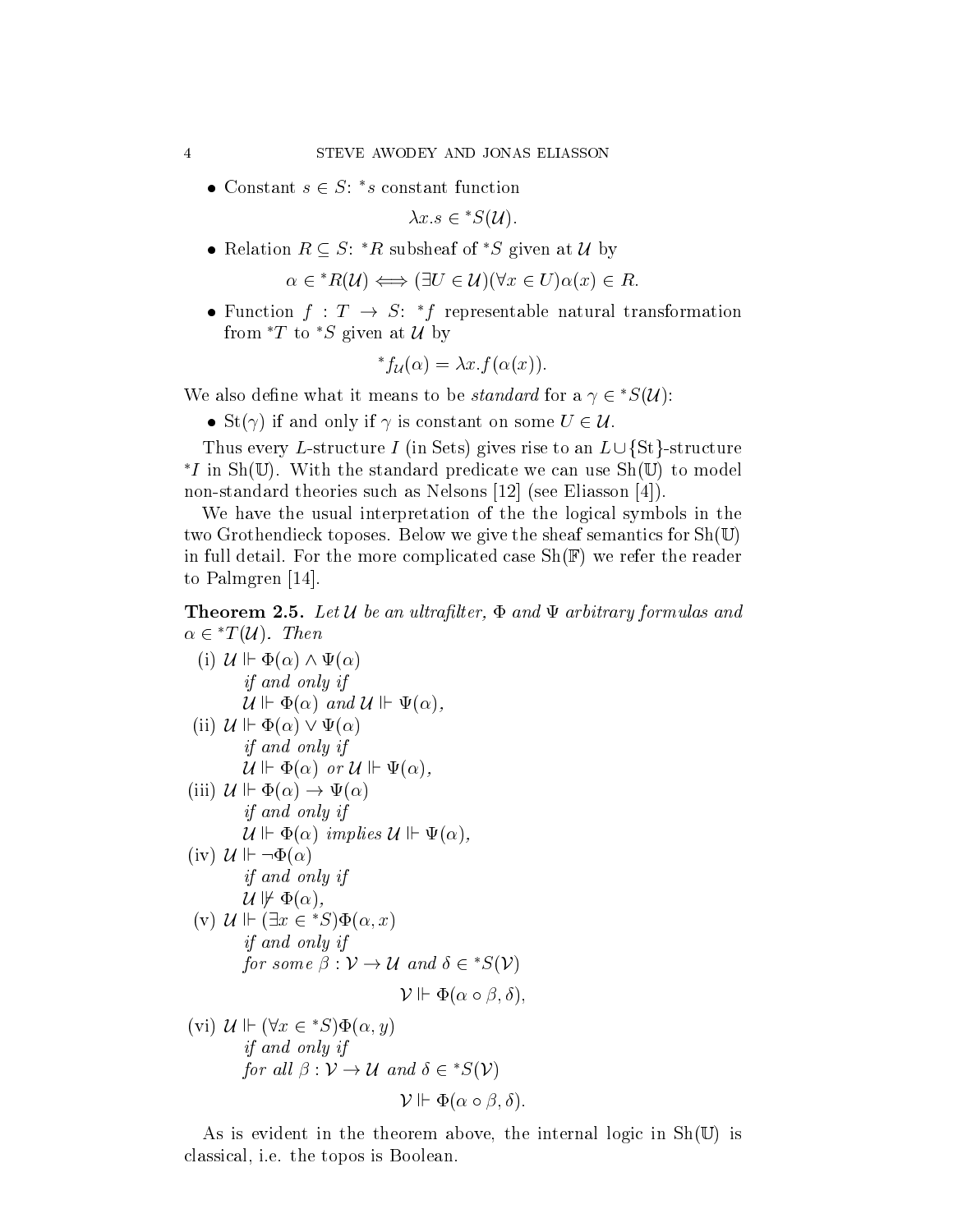- Constant $s \in S$: ${}^*s$ constant function

$$\lambda x.s \in {}^*S(\mathcal{U}).$$

- Relation $R \subseteq S$: ${}^*R$ subsheaf of ${}^*S$ given at $\mathcal{U}$ by

$$\alpha \in {}^*R(\mathcal{U}) \iff (\exists U \in \mathcal{U})(\forall x \in U)\alpha(x) \in R.$$

- Function $f : T \to S$: ${}^*f$ representable natural transformation from ${}^*T$ to ${}^*S$ given at $\mathcal{U}$ by

$${}^*f_{\mathcal{U}}(\alpha) = \lambda x.f(\alpha(x)).$$

We also define what it means to be *standard* for a $\gamma \in {}^*S(\mathcal{U})$:

- $\mathrm{St}(\gamma)$ if and only if $\gamma$ is constant on some $U \in \mathcal{U}$.

Thus every $L$-structure $I$ (in Sets) gives rise to an $L \cup \{\mathrm{St}\}$-structure ${}^*I$ in $\mathrm{Sh}(\mathbb{U})$. With the standard predicate we can use $\mathrm{Sh}(\mathbb{U})$ to model non-standard theories such as Nelsons [12] (see Eliasson [4]).

We have the usual interpretation of the the logical symbols in the two Grothendieck toposes. Below we give the sheaf semantics for $\mathrm{Sh}(\mathbb{U})$ in full detail. For the more complicated case $\mathrm{Sh}(\mathbb{F})$ we refer the reader to Palmgren [14].

**Theorem 2.5.** *Let $\mathcal{U}$ be an ultrafilter, $\Phi$ and $\Psi$ arbitrary formulas and $\alpha \in {}^*T(\mathcal{U})$. Then*

(i) $\mathcal{U} \Vdash \Phi(\alpha) \wedge \Psi(\alpha)$
*if and only if*
$\mathcal{U} \Vdash \Phi(\alpha)$ *and* $\mathcal{U} \Vdash \Psi(\alpha)$,

(ii) $\mathcal{U} \Vdash \Phi(\alpha) \vee \Psi(\alpha)$
*if and only if*
$\mathcal{U} \Vdash \Phi(\alpha)$ *or* $\mathcal{U} \Vdash \Psi(\alpha)$,

(iii) $\mathcal{U} \Vdash \Phi(\alpha) \to \Psi(\alpha)$
*if and only if*
$\mathcal{U} \Vdash \Phi(\alpha)$ *implies* $\mathcal{U} \Vdash \Psi(\alpha)$,

(iv) $\mathcal{U} \Vdash \neg\Phi(\alpha)$
*if and only if*
$\mathcal{U} \not\Vdash \Phi(\alpha)$,

(v) $\mathcal{U} \Vdash (\exists x \in {}^*S)\Phi(\alpha, x)$
*if and only if*
*for some* $\beta : \mathcal{V} \to \mathcal{U}$ *and* $\delta \in {}^*S(\mathcal{V})$

$$\mathcal{V} \Vdash \Phi(\alpha \circ \beta, \delta),$$

(vi) $\mathcal{U} \Vdash (\forall x \in {}^*S)\Phi(\alpha, y)$
*if and only if*
*for all* $\beta : \mathcal{V} \to \mathcal{U}$ *and* $\delta \in {}^*S(\mathcal{V})$

$$\mathcal{V} \Vdash \Phi(\alpha \circ \beta, \delta).$$

As is evident in the theorem above, the internal logic in $\mathrm{Sh}(\mathbb{U})$ is classical, i.e. the topos is Boolean.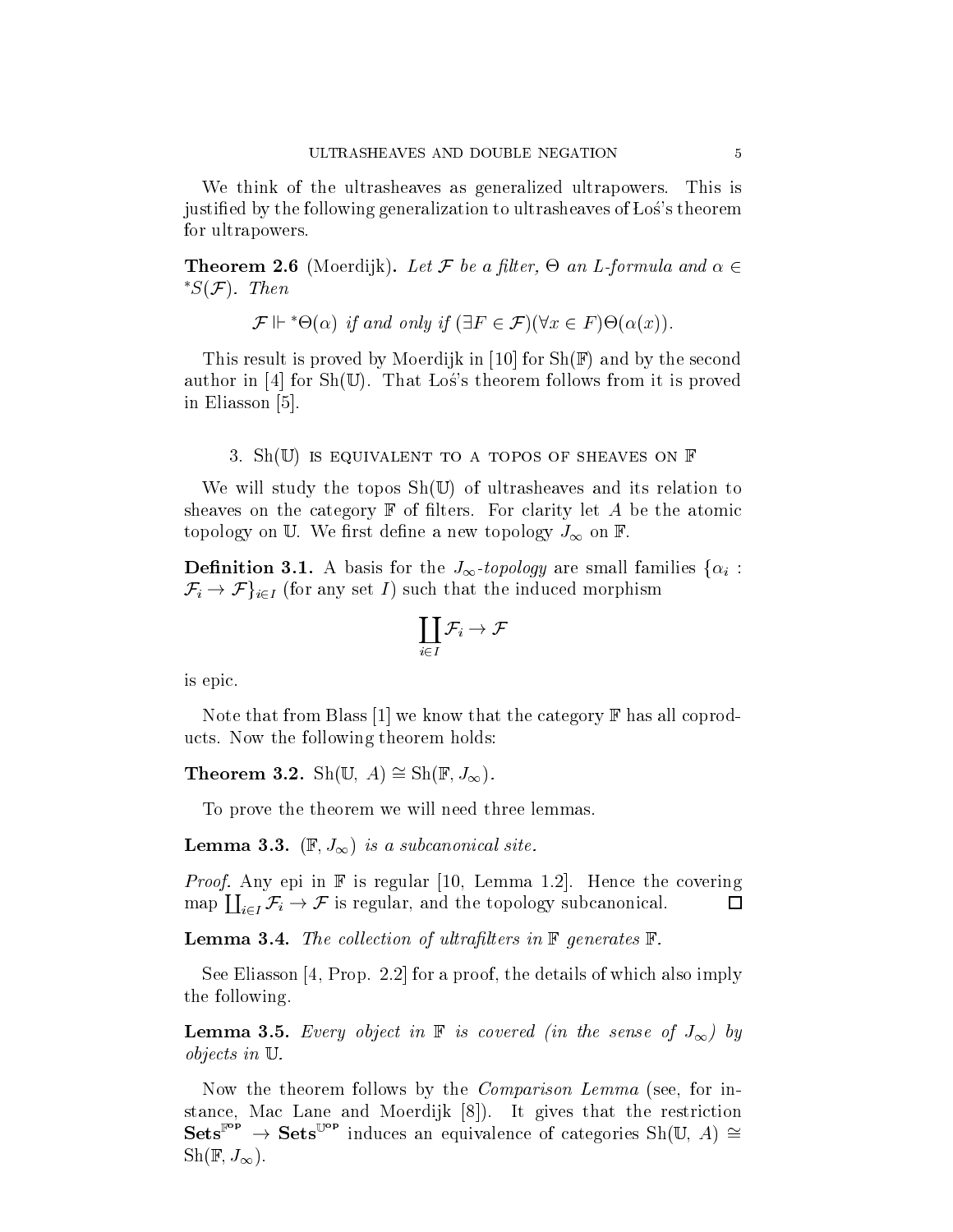We think of the ultrasheaves as generalized ultrapowers. This is justified by the following generalization to ultrasheaves of Łoś's theorem for ultrapowers.

**Theorem 2.6** (Moerdijk)**.** *Let $\mathcal{F}$ be a filter, $\Theta$ an $L$-formula and $\alpha \in {}^*S(\mathcal{F})$. Then*

$$\mathcal{F} \Vdash {}^*\Theta(\alpha) \text{ if and only if } (\exists F \in \mathcal{F})(\forall x \in F)\Theta(\alpha(x)).$$

This result is proved by Moerdijk in [10] for $\mathrm{Sh}(\mathbb{F})$ and by the second author in [4] for $\mathrm{Sh}(\mathbb{U})$. That Łoś's theorem follows from it is proved in Eliasson [5].

## 3. $\mathrm{Sh}(\mathbb{U})$ is equivalent to a topos of sheaves on $\mathbb{F}$

We will study the topos $\mathrm{Sh}(\mathbb{U})$ of ultrasheaves and its relation to sheaves on the category $\mathbb{F}$ of filters. For clarity let $A$ be the atomic topology on $\mathbb{U}$. We first define a new topology $J_\infty$ on $\mathbb{F}$.

**Definition 3.1.** A basis for the *$J_\infty$-topology* are small families $\{\alpha_i : \mathcal{F}_i \to \mathcal{F}\}_{i \in I}$ (for any set $I$) such that the induced morphism

$$\coprod_{i \in I} \mathcal{F}_i \to \mathcal{F}$$

is epic.

Note that from Blass [1] we know that the category $\mathbb{F}$ has all coproducts. Now the following theorem holds:

**Theorem 3.2.** $\mathrm{Sh}(\mathbb{U},\, A) \cong \mathrm{Sh}(\mathbb{F}, J_\infty)$.

To prove the theorem we will need three lemmas.

**Lemma 3.3.** *$(\mathbb{F}, J_\infty)$ is a subcanonical site.*

*Proof.* Any epi in $\mathbb{F}$ is regular [10, Lemma 1.2]. Hence the covering map $\coprod_{i \in I} \mathcal{F}_i \to \mathcal{F}$ is regular, and the topology subcanonical. $\square$

**Lemma 3.4.** *The collection of ultrafilters in $\mathbb{F}$ generates $\mathbb{F}$.*

See Eliasson [4, Prop. 2.2] for a proof, the details of which also imply the following.

**Lemma 3.5.** *Every object in $\mathbb{F}$ is covered (in the sense of $J_\infty$) by objects in $\mathbb{U}$.*

Now the theorem follows by the *Comparison Lemma* (see, for instance, Mac Lane and Moerdijk [8]). It gives that the restriction $\mathbf{Sets}^{\mathbb{F}^{\mathrm{op}}} \to \mathbf{Sets}^{\mathbb{U}^{\mathrm{op}}}$ induces an equivalence of categories $\mathrm{Sh}(\mathbb{U},\, A) \cong \mathrm{Sh}(\mathbb{F}, J_\infty)$.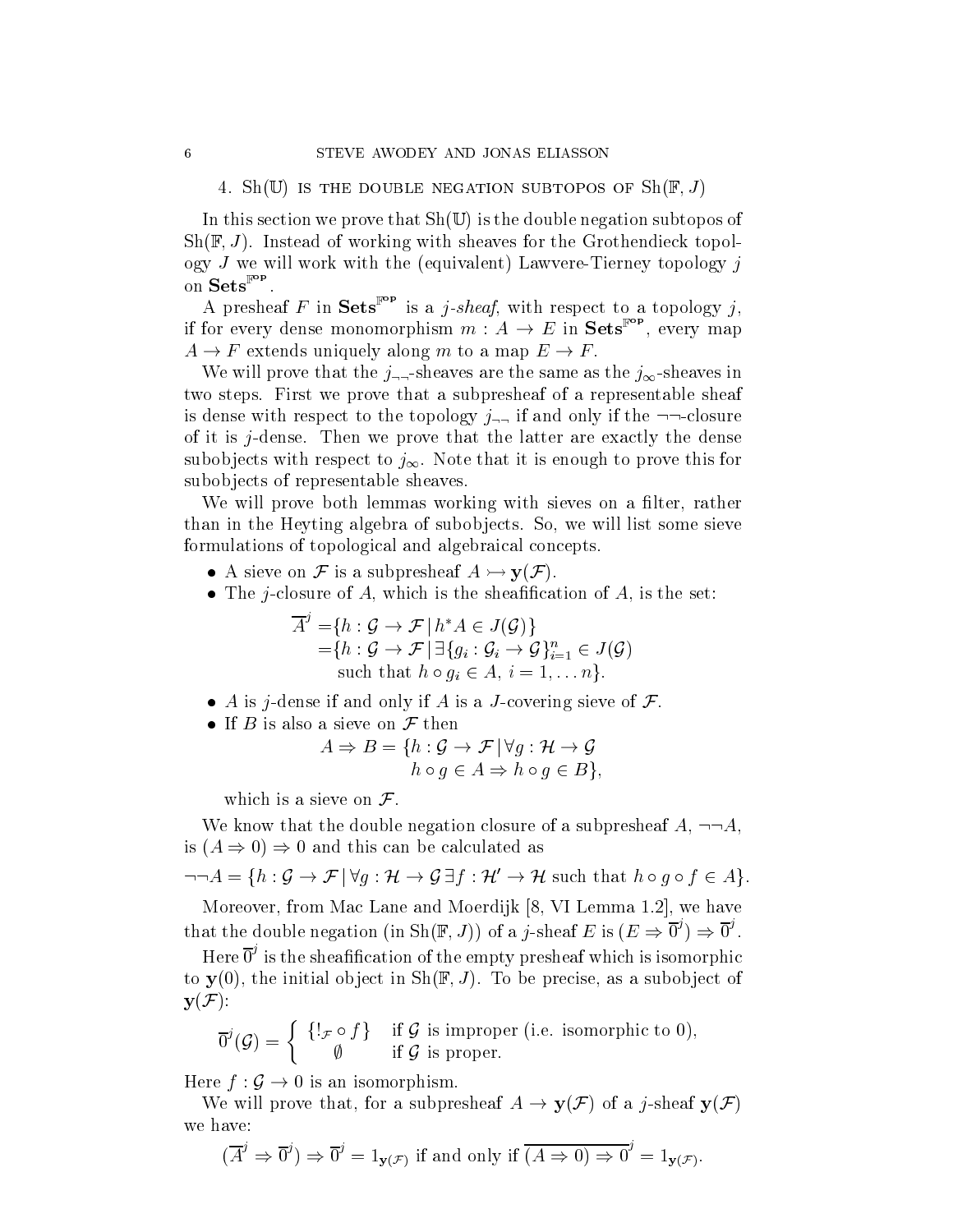## 4. Sh($\mathbb{U}$) is the double negation subtopos of Sh($\mathbb{F}, J$)

In this section we prove that Sh($\mathbb{U}$) is the double negation subtopos of Sh($\mathbb{F}, J$). Instead of working with sheaves for the Grothendieck topology $J$ we will work with the (equivalent) Lawvere-Tierney topology $j$ on $\mathbf{Sets}^{\mathbb{F}^{\mathrm{op}}}$.

A presheaf $F$ in $\mathbf{Sets}^{\mathbb{F}^{\mathrm{op}}}$ is a *$j$-sheaf*, with respect to a topology $j$, if for every dense monomorphism $m : A \to E$ in $\mathbf{Sets}^{\mathbb{F}^{\mathrm{op}}}$, every map $A \to F$ extends uniquely along $m$ to a map $E \to F$.

We will prove that the $j_{\neg\neg}$-sheaves are the same as the $j_\infty$-sheaves in two steps. First we prove that a subpresheaf of a representable sheaf is dense with respect to the topology $j_{\neg\neg}$ if and only if the $\neg\neg$-closure of it is $j$-dense. Then we prove that the latter are exactly the dense subobjects with respect to $j_\infty$. Note that it is enough to prove this for subobjects of representable sheaves.

We will prove both lemmas working with sieves on a filter, rather than in the Heyting algebra of subobjects. So, we will list some sieve formulations of topological and algebraical concepts.

- A sieve on $\mathcal{F}$ is a subpresheaf $A \rightarrowtail \mathbf{y}(\mathcal{F})$.
- The $j$-closure of $A$, which is the sheafification of $A$, is the set:
$$\begin{aligned}\overline{A}^j =& \{h : \mathcal{G} \to \mathcal{F} \mid h^*A \in J(\mathcal{G})\}\\ =& \{h : \mathcal{G} \to \mathcal{F} \mid \exists \{g_i : \mathcal{G}_i \to \mathcal{G}\}_{i=1}^n \in J(\mathcal{G})\\ & \text{ such that } h \circ g_i \in A,\ i = 1, \ldots n\}.\end{aligned}$$
- $A$ is $j$-dense if and only if $A$ is a $J$-covering sieve of $\mathcal{F}$.
- If $B$ is also a sieve on $\mathcal{F}$ then
$$\begin{aligned}A \Rightarrow B = \{h : \mathcal{G} \to \mathcal{F} \mid & \forall g : \mathcal{H} \to \mathcal{G}\\ & h \circ g \in A \Rightarrow h \circ g \in B\},\end{aligned}$$
which is a sieve on $\mathcal{F}$.

We know that the double negation closure of a subpresheaf $A$, $\neg\neg A$, is $(A \Rightarrow 0) \Rightarrow 0$ and this can be calculated as

$$\neg\neg A = \{h : \mathcal{G} \to \mathcal{F} \mid \forall g : \mathcal{H} \to \mathcal{G}\, \exists f : \mathcal{H}' \to \mathcal{H} \text{ such that } h \circ g \circ f \in A\}.$$

Moreover, from Mac Lane and Moerdijk [8, VI Lemma 1.2], we have that the double negation (in Sh($\mathbb{F}, J$)) of a $j$-sheaf $E$ is $(E \Rightarrow \overline{0}^j) \Rightarrow \overline{0}^j$.

Here $\overline{0}^j$ is the sheafification of the empty presheaf which is isomorphic to $\mathbf{y}(0)$, the initial object in Sh($\mathbb{F}, J$). To be precise, as a subobject of $\mathbf{y}(\mathcal{F})$:

$$\overline{0}^j(\mathcal{G}) = \begin{cases} \{!_{\mathcal{F}} \circ f\} & \text{if } \mathcal{G} \text{ is improper (i.e. isomorphic to 0),}\\ \emptyset & \text{if } \mathcal{G} \text{ is proper.}\end{cases}$$

Here $f : \mathcal{G} \to 0$ is an isomorphism.

We will prove that, for a subpresheaf $A \to \mathbf{y}(\mathcal{F})$ of a $j$-sheaf $\mathbf{y}(\mathcal{F})$ we have:

$$(\overline{A}^j \Rightarrow \overline{0}^j) \Rightarrow \overline{0}^j = 1_{\mathbf{y}(\mathcal{F})} \text{ if and only if } \overline{(A \Rightarrow 0) \Rightarrow 0}^j = 1_{\mathbf{y}(\mathcal{F})}.$$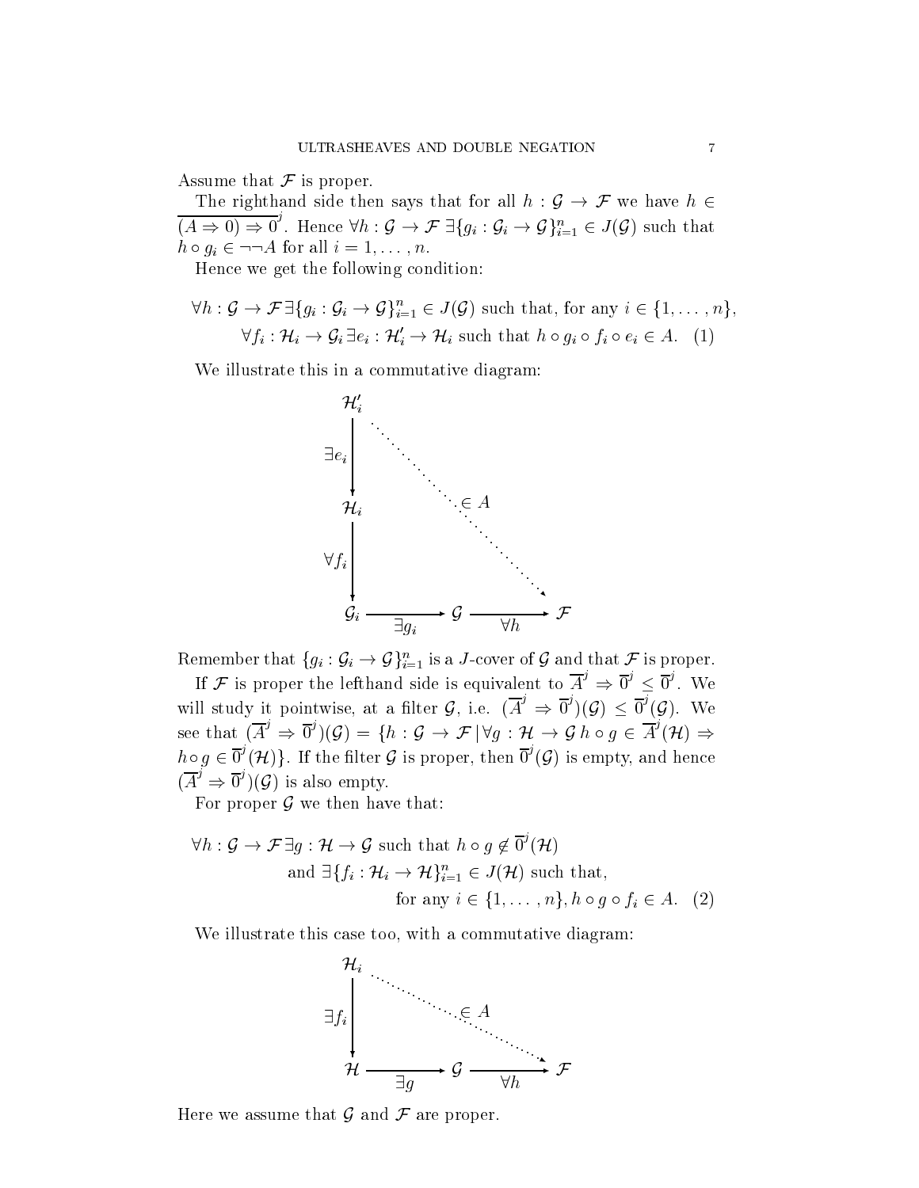Assume that $\mathcal{F}$ is proper.

The righthand side then says that for all $h : \mathcal{G} \to \mathcal{F}$ we have $h \in \overline{(A \Rightarrow 0) \Rightarrow 0}^j$. Hence $\forall h : \mathcal{G} \to \mathcal{F}\ \exists \{g_i : \mathcal{G}_i \to \mathcal{G}\}_{i=1}^n \in J(\mathcal{G})$ such that $h \circ g_i \in \neg\neg A$ for all $i = 1, \ldots, n$.

Hence we get the following condition:

$$\forall h : \mathcal{G} \to \mathcal{F}\, \exists \{g_i : \mathcal{G}_i \to \mathcal{G}\}_{i=1}^n \in J(\mathcal{G}) \text{ such that, for any } i \in \{1, \ldots, n\},$$
$$\forall f_i : \mathcal{H}_i \to \mathcal{G}_i\, \exists e_i : \mathcal{H}'_i \to \mathcal{H}_i \text{ such that } h \circ g_i \circ f_i \circ e_i \in A. \quad (1)$$

We illustrate this in a commutative diagram:

$$\begin{array}{ccccc}
\mathcal{H}'_i & & & & \\
\downarrow{\scriptstyle \exists e_i} & & & \searrow{\scriptstyle \in A} & \\
\mathcal{H}_i & & & & \\
\downarrow{\scriptstyle \forall f_i} & & & & \\
\mathcal{G}_i & \xrightarrow[\exists g_i]{} & \mathcal{G} & \xrightarrow[\forall h]{} & \mathcal{F}
\end{array}$$

Remember that $\{g_i : \mathcal{G}_i \to \mathcal{G}\}_{i=1}^n$ is a $J$-cover of $\mathcal{G}$ and that $\mathcal{F}$ is proper.

If $\mathcal{F}$ is proper the lefthand side is equivalent to $\overline{A}^j \Rightarrow \overline{0}^j \leq \overline{0}^j$. We will study it pointwise, at a filter $\mathcal{G}$, i.e. $(\overline{A}^j \Rightarrow \overline{0}^j)(\mathcal{G}) \leq \overline{0}^j(\mathcal{G})$. We see that $(\overline{A}^j \Rightarrow \overline{0}^j)(\mathcal{G}) = \{h : \mathcal{G} \to \mathcal{F} \mid \forall g : \mathcal{H} \to \mathcal{G}\ h \circ g \in \overline{A}^j(\mathcal{H}) \Rightarrow h \circ g \in \overline{0}^j(\mathcal{H})\}$. If the filter $\mathcal{G}$ is proper, then $\overline{0}^j(\mathcal{G})$ is empty, and hence $(\overline{A}^j \Rightarrow \overline{0}^j)(\mathcal{G})$ is also empty.

For proper $\mathcal{G}$ we then have that:

$$\forall h : \mathcal{G} \to \mathcal{F}\, \exists g : \mathcal{H} \to \mathcal{G} \text{ such that } h \circ g \notin \overline{0}^j(\mathcal{H})$$
$$\text{and } \exists \{f_i : \mathcal{H}_i \to \mathcal{H}\}_{i=1}^n \in J(\mathcal{H}) \text{ such that,}$$
$$\text{for any } i \in \{1, \ldots, n\}, h \circ g \circ f_i \in A. \quad (2)$$

We illustrate this case too, with a commutative diagram:

$$\begin{array}{ccccc}
\mathcal{H}_i & & & \searrow{\scriptstyle \in A} & \\
\downarrow{\scriptstyle \exists f_i} & & & & \\
\mathcal{H} & \xrightarrow[\exists g]{} & \mathcal{G} & \xrightarrow[\forall h]{} & \mathcal{F}
\end{array}$$

Here we assume that $\mathcal{G}$ and $\mathcal{F}$ are proper.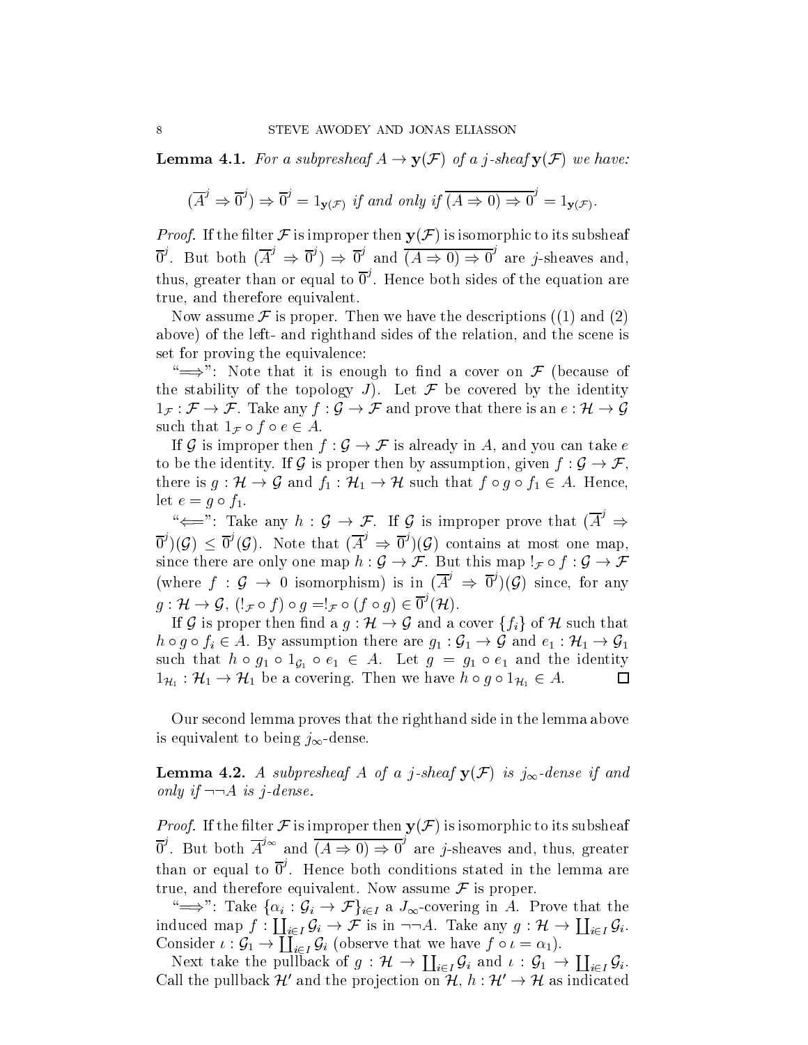**Lemma 4.1.** *For a subpresheaf $A \to \mathbf{y}(\mathcal{F})$ of a $j$-sheaf $\mathbf{y}(\mathcal{F})$ we have:*

$$(\overline{A}^j \Rightarrow \overline{0}^j) \Rightarrow \overline{0}^j = 1_{\mathbf{y}(\mathcal{F})} \text{ if and only if } \overline{(A \Rightarrow 0) \Rightarrow 0}^j = 1_{\mathbf{y}(\mathcal{F})}.$$

*Proof.* If the filter $\mathcal{F}$ is improper then $\mathbf{y}(\mathcal{F})$ is isomorphic to its subsheaf $\overline{0}^j$. But both $(\overline{A}^j \Rightarrow \overline{0}^j) \Rightarrow \overline{0}^j$ and $\overline{(A \Rightarrow 0) \Rightarrow 0}^j$ are $j$-sheaves and, thus, greater than or equal to $\overline{0}^j$. Hence both sides of the equation are true, and therefore equivalent.

Now assume $\mathcal{F}$ is proper. Then we have the descriptions ((1) and (2) above) of the left- and righthand sides of the relation, and the scene is set for proving the equivalence:

"$\Longrightarrow$": Note that it is enough to find a cover on $\mathcal{F}$ (because of the stability of the topology $J$). Let $\mathcal{F}$ be covered by the identity $1_{\mathcal{F}} : \mathcal{F} \to \mathcal{F}$. Take any $f : \mathcal{G} \to \mathcal{F}$ and prove that there is an $e : \mathcal{H} \to \mathcal{G}$ such that $1_{\mathcal{F}} \circ f \circ e \in A$.

If $\mathcal{G}$ is improper then $f : \mathcal{G} \to \mathcal{F}$ is already in $A$, and you can take $e$ to be the identity. If $\mathcal{G}$ is proper then by assumption, given $f : \mathcal{G} \to \mathcal{F}$, there is $g : \mathcal{H} \to \mathcal{G}$ and $f_1 : \mathcal{H}_1 \to \mathcal{H}$ such that $f \circ g \circ f_1 \in A$. Hence, let $e = g \circ f_1$.

"$\Longleftarrow$": Take any $h : \mathcal{G} \to \mathcal{F}$. If $\mathcal{G}$ is improper prove that $(\overline{A}^j \Rightarrow \overline{0}^j)(\mathcal{G}) \leq \overline{0}^j(\mathcal{G})$. Note that $(\overline{A}^j \Rightarrow \overline{0}^j)(\mathcal{G})$ contains at most one map, since there are only one map $h : \mathcal{G} \to \mathcal{F}$. But this map $!_{\mathcal{F}} \circ f : \mathcal{G} \to \mathcal{F}$ (where $f : \mathcal{G} \to 0$ isomorphism) is in $(\overline{A}^j \Rightarrow \overline{0}^j)(\mathcal{G})$ since, for any $g : \mathcal{H} \to \mathcal{G}$, $(!_{\mathcal{F}} \circ f) \circ g = !_{\mathcal{F}} \circ (f \circ g) \in \overline{0}^j(\mathcal{H})$.

If $\mathcal{G}$ is proper then find a $g : \mathcal{H} \to \mathcal{G}$ and a cover $\{f_i\}$ of $\mathcal{H}$ such that $h \circ g \circ f_i \in A$. By assumption there are $g_1 : \mathcal{G}_1 \to \mathcal{G}$ and $e_1 : \mathcal{H}_1 \to \mathcal{G}_1$ such that $h \circ g_1 \circ 1_{\mathcal{G}_1} \circ e_1 \in A$. Let $g = g_1 \circ e_1$ and the identity $1_{\mathcal{H}_1} : \mathcal{H}_1 \to \mathcal{H}_1$ be a covering. Then we have $h \circ g \circ 1_{\mathcal{H}_1} \in A$. $\square$

Our second lemma proves that the righthand side in the lemma above is equivalent to being $j_\infty$-dense.

**Lemma 4.2.** *A subpresheaf $A$ of a $j$-sheaf $\mathbf{y}(\mathcal{F})$ is $j_\infty$-dense if and only if $\neg\neg A$ is $j$-dense.*

*Proof.* If the filter $\mathcal{F}$ is improper then $\mathbf{y}(\mathcal{F})$ is isomorphic to its subsheaf $\overline{0}^j$. But both $\overline{A}^{j_\infty}$ and $\overline{(A \Rightarrow 0) \Rightarrow 0}^j$ are $j$-sheaves and, thus, greater than or equal to $\overline{0}^j$. Hence both conditions stated in the lemma are true, and therefore equivalent. Now assume $\mathcal{F}$ is proper.

"$\Longrightarrow$": Take $\{\alpha_i : \mathcal{G}_i \to \mathcal{F}\}_{i \in I}$ a $J_\infty$-covering in $A$. Prove that the induced map $f : \coprod_{i \in I} \mathcal{G}_i \to \mathcal{F}$ is in $\neg\neg A$. Take any $g : \mathcal{H} \to \coprod_{i \in I} \mathcal{G}_i$. Consider $\iota : \mathcal{G}_1 \to \coprod_{i \in I} \mathcal{G}_i$ (observe that we have $f \circ \iota = \alpha_1$).

Next take the pullback of $g : \mathcal{H} \to \coprod_{i \in I} \mathcal{G}_i$ and $\iota : \mathcal{G}_1 \to \coprod_{i \in I} \mathcal{G}_i$. Call the pullback $\mathcal{H}'$ and the projection on $\mathcal{H}$, $h : \mathcal{H}' \to \mathcal{H}$ as indicated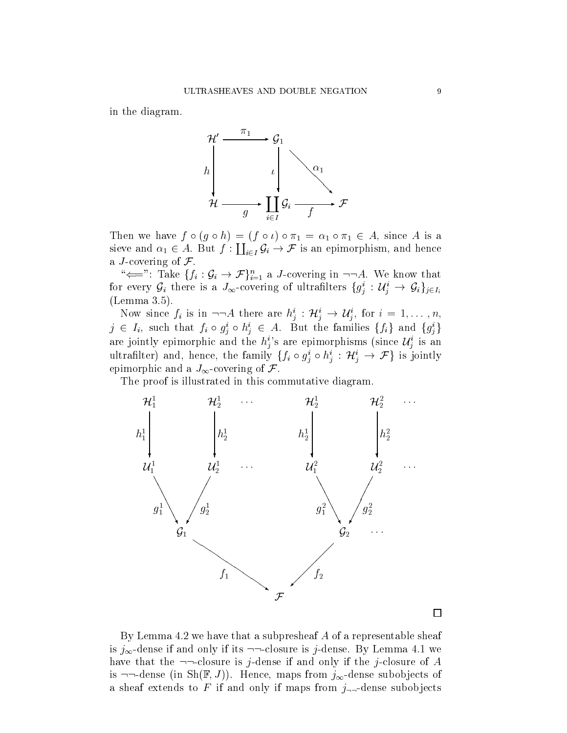in the diagram.

$$\begin{array}{ccccc}
\mathcal{H}' & \xrightarrow{\pi_1} & \mathcal{G}_1 & & \\
{\scriptstyle h}\downarrow & & \downarrow{\scriptstyle \iota} & \searrow^{\alpha_1} & \\
\mathcal{H} & \xrightarrow[g]{} & \coprod_{i\in I}\mathcal{G}_i & \xrightarrow[f]{} & \mathcal{F}
\end{array}$$

Then we have $f \circ (g \circ h) = (f \circ \iota) \circ \pi_1 = \alpha_1 \circ \pi_1 \in A$, since $A$ is a sieve and $\alpha_1 \in A$. But $f : \coprod_{i\in I} \mathcal{G}_i \to \mathcal{F}$ is an epimorphism, and hence a $J$-covering of $\mathcal{F}$.

"$\Longleftarrow$": Take $\{f_i : \mathcal{G}_i \to \mathcal{F}\}_{i=1}^n$ a $J$-covering in $\neg\neg A$. We know that for every $\mathcal{G}_i$ there is a $J_\infty$-covering of ultrafilters $\{g^i_j : \mathcal{U}^i_j \to \mathcal{G}_i\}_{j\in I_i}$ (Lemma 3.5).

Now since $f_i$ is in $\neg\neg A$ there are $h^i_j : \mathcal{H}^i_j \to \mathcal{U}^i_j$, for $i = 1, \ldots, n$, $j \in I_i$, such that $f_i \circ g^i_j \circ h^i_j \in A$. But the families $\{f_i\}$ and $\{g^i_j\}$ are jointly epimorphic and the $h^i_j$'s are epimorphisms (since $\mathcal{U}^i_j$ is an ultrafilter) and, hence, the family $\{f_i \circ g^i_j \circ h^i_j : \mathcal{H}^i_j \to \mathcal{F}\}$ is jointly epimorphic and a $J_\infty$-covering of $\mathcal{F}$.

The proof is illustrated in this commutative diagram.

$$\begin{array}{ccccccc}
\mathcal{H}^1_1 & \mathcal{H}^1_2 & \cdots & \mathcal{H}^1_2 & \mathcal{H}^2_2 & \cdots \\
\downarrow h^1_1 & \downarrow h^1_2 & & \downarrow h^1_2 & \downarrow h^2_2 & \\
\mathcal{U}^1_1 & \mathcal{U}^1_2 & \cdots & \mathcal{U}^2_1 & \mathcal{U}^2_2 & \cdots \\
\searrow g^1_1 & \swarrow g^1_2 & & \searrow g^2_1 & \swarrow g^2_2 & \\
& \mathcal{G}_1 & & & \mathcal{G}_2 & \cdots \\
& & \searrow f_1 & \swarrow f_2 & & \\
& & & \mathcal{F} & &
\end{array}$$

$\square$

By Lemma 4.2 we have that a subpresheaf $A$ of a representable sheaf is $j_\infty$-dense if and only if its $\neg\neg$-closure is $j$-dense. By Lemma 4.1 we have that the $\neg\neg$-closure is $j$-dense if and only if the $j$-closure of $A$ is $\neg\neg$-dense (in $\mathrm{Sh}(\mathbb{F}, J)$). Hence, maps from $j_\infty$-dense subobjects of a sheaf extends to $F$ if and only if maps from $j_{\neg\neg}$-dense subobjects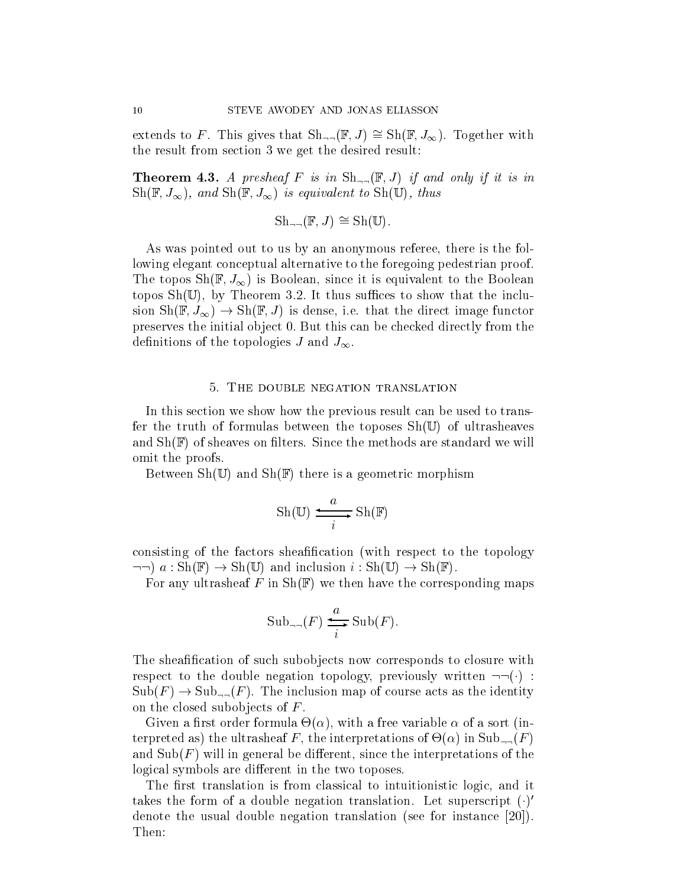extends to $F$. This gives that $\mathrm{Sh}_{\neg\neg}(\mathbb{F}, J) \cong \mathrm{Sh}(\mathbb{F}, J_\infty)$. Together with the result from section 3 we get the desired result:

**Theorem 4.3.** *A presheaf $F$ is in $\mathrm{Sh}_{\neg\neg}(\mathbb{F}, J)$ if and only if it is in $\mathrm{Sh}(\mathbb{F}, J_\infty)$, and $\mathrm{Sh}(\mathbb{F}, J_\infty)$ is equivalent to $\mathrm{Sh}(\mathbb{U})$, thus*

$$\mathrm{Sh}_{\neg\neg}(\mathbb{F}, J) \cong \mathrm{Sh}(\mathbb{U}).$$

As was pointed out to us by an anonymous referee, there is the following elegant conceptual alternative to the foregoing pedestrian proof. The topos $\mathrm{Sh}(\mathbb{F}, J_\infty)$ is Boolean, since it is equivalent to the Boolean topos $\mathrm{Sh}(\mathbb{U})$, by Theorem 3.2. It thus suffices to show that the inclusion $\mathrm{Sh}(\mathbb{F}, J_\infty) \to \mathrm{Sh}(\mathbb{F}, J)$ is dense, i.e. that the direct image functor preserves the initial object 0. But this can be checked directly from the definitions of the topologies $J$ and $J_\infty$.

## 5. The double negation translation

In this section we show how the previous result can be used to transfer the truth of formulas between the toposes $\mathrm{Sh}(\mathbb{U})$ of ultrasheaves and $\mathrm{Sh}(\mathbb{F})$ of sheaves on filters. Since the methods are standard we will omit the proofs.

Between $\mathrm{Sh}(\mathbb{U})$ and $\mathrm{Sh}(\mathbb{F})$ there is a geometric morphism

$$\mathrm{Sh}(\mathbb{U}) \underset{i}{\overset{a}{\leftrightarrows}} \mathrm{Sh}(\mathbb{F})$$

consisting of the factors sheafification (with respect to the topology $\neg\neg$) $a : \mathrm{Sh}(\mathbb{F}) \to \mathrm{Sh}(\mathbb{U})$ and inclusion $i : \mathrm{Sh}(\mathbb{U}) \to \mathrm{Sh}(\mathbb{F})$.

For any ultrasheaf $F$ in $\mathrm{Sh}(\mathbb{F})$ we then have the corresponding maps

$$\mathrm{Sub}_{\neg\neg}(F) \underset{i}{\overset{a}{\leftrightarrows}} \mathrm{Sub}(F).$$

The sheafification of such subobjects now corresponds to closure with respect to the double negation topology, previously written $\neg\neg(\cdot) : \mathrm{Sub}(F) \to \mathrm{Sub}_{\neg\neg}(F)$. The inclusion map of course acts as the identity on the closed subobjects of $F$.

Given a first order formula $\Theta(\alpha)$, with a free variable $\alpha$ of a sort (interpreted as) the ultrasheaf $F$, the interpretations of $\Theta(\alpha)$ in $\mathrm{Sub}_{\neg\neg}(F)$ and $\mathrm{Sub}(F)$ will in general be different, since the interpretations of the logical symbols are different in the two toposes.

The first translation is from classical to intuitionistic logic, and it takes the form of a double negation translation. Let superscript $(\cdot)'$ denote the usual double negation translation (see for instance [20]). Then: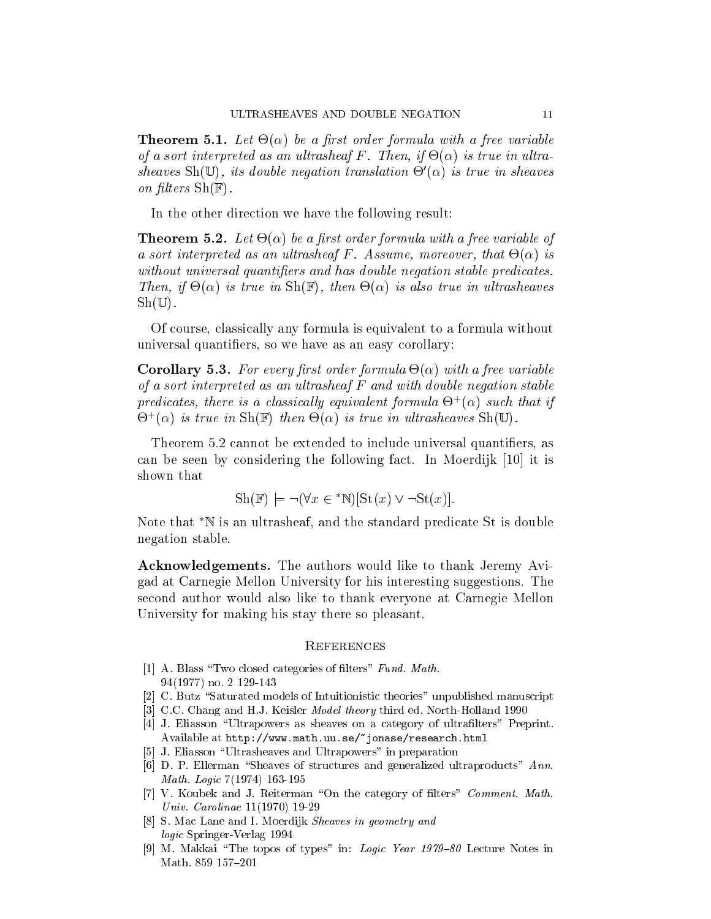**Theorem 5.1.** *Let $\Theta(\alpha)$ be a first order formula with a free variable of a sort interpreted as an ultrasheaf $F$. Then, if $\Theta(\alpha)$ is true in ultrasheaves $\mathrm{Sh}(\mathbb{U})$, its double negation translation $\Theta'(\alpha)$ is true in sheaves on filters $\mathrm{Sh}(\mathbb{F})$.*

In the other direction we have the following result:

**Theorem 5.2.** *Let $\Theta(\alpha)$ be a first order formula with a free variable of a sort interpreted as an ultrasheaf $F$. Assume, moreover, that $\Theta(\alpha)$ is without universal quantifiers and has double negation stable predicates. Then, if $\Theta(\alpha)$ is true in $\mathrm{Sh}(\mathbb{F})$, then $\Theta(\alpha)$ is also true in ultrasheaves $\mathrm{Sh}(\mathbb{U})$.*

Of course, classically any formula is equivalent to a formula without universal quantifiers, so we have as an easy corollary:

**Corollary 5.3.** *For every first order formula $\Theta(\alpha)$ with a free variable of a sort interpreted as an ultrasheaf $F$ and with double negation stable predicates, there is a classically equivalent formula $\Theta^+(\alpha)$ such that if $\Theta^+(\alpha)$ is true in $\mathrm{Sh}(\mathbb{F})$ then $\Theta(\alpha)$ is true in ultrasheaves $\mathrm{Sh}(\mathbb{U})$.*

Theorem 5.2 cannot be extended to include universal quantifiers, as can be seen by considering the following fact. In Moerdijk [10] it is shown that

$$\mathrm{Sh}(\mathbb{F}) \models \neg(\forall x \in {}^*\mathbb{N})[\mathrm{St}(x) \vee \neg\mathrm{St}(x)].$$

Note that ${}^*\mathbb{N}$ is an ultrasheaf, and the standard predicate St is double negation stable.

**Acknowledgements.** The authors would like to thank Jeremy Avigad at Carnegie Mellon University for his interesting suggestions. The second author would also like to thank everyone at Carnegie Mellon University for making his stay there so pleasant.

## References

[1] A. Blass "Two closed categories of filters" *Fund. Math.* 94(1977) no. 2 129-143

[2] C. Butz "Saturated models of Intuitionistic theories" unpublished manuscript

[3] C.C. Chang and H.J. Keisler *Model theory* third ed. North-Holland 1990

[4] J. Eliasson "Ultrapowers as sheaves on a category of ultrafilters" Preprint. Available at `http://www.math.uu.se/~jonase/research.html`

[5] J. Eliasson "Ultrasheaves and Ultrapowers" in preparation

[6] D. P. Ellerman "Sheaves of structures and generalized ultraproducts" *Ann. Math. Logic* 7(1974) 163-195

[7] V. Koubek and J. Reiterman "On the category of filters" *Comment. Math. Univ. Carolinae* 11(1970) 19-29

[8] S. Mac Lane and I. Moerdijk *Sheaves in geometry and logic* Springer-Verlag 1994

[9] M. Makkai "The topos of types" in: *Logic Year 1979–80* Lecture Notes in Math. 859 157–201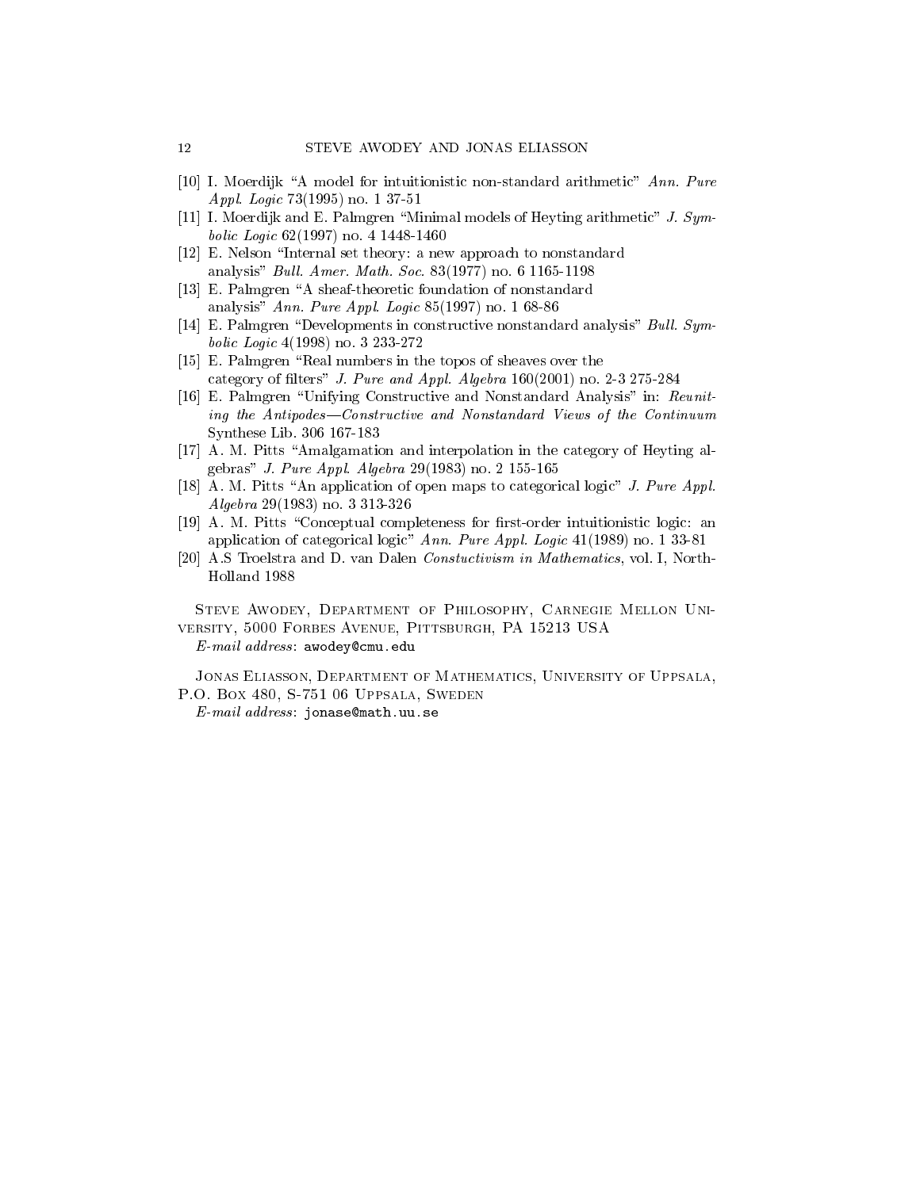[10] I. Moerdijk "A model for intuitionistic non-standard arithmetic" *Ann. Pure Appl. Logic* 73(1995) no. 1 37-51

[11] I. Moerdijk and E. Palmgren "Minimal models of Heyting arithmetic" *J. Symbolic Logic* 62(1997) no. 4 1448-1460

[12] E. Nelson "Internal set theory: a new approach to nonstandard analysis" *Bull. Amer. Math. Soc.* 83(1977) no. 6 1165-1198

[13] E. Palmgren "A sheaf-theoretic foundation of nonstandard analysis" *Ann. Pure Appl. Logic* 85(1997) no. 1 68-86

[14] E. Palmgren "Developments in constructive nonstandard analysis" *Bull. Symbolic Logic* 4(1998) no. 3 233-272

[15] E. Palmgren "Real numbers in the topos of sheaves over the category of filters" *J. Pure and Appl. Algebra* 160(2001) no. 2-3 275-284

[16] E. Palmgren "Unifying Constructive and Nonstandard Analysis" in: *Reuniting the Antipodes—Constructive and Nonstandard Views of the Continuum* Synthese Lib. 306 167-183

[17] A. M. Pitts "Amalgamation and interpolation in the category of Heyting algebras" *J. Pure Appl. Algebra* 29(1983) no. 2 155-165

[18] A. M. Pitts "An application of open maps to categorical logic" *J. Pure Appl. Algebra* 29(1983) no. 3 313-326

[19] A. M. Pitts "Conceptual completeness for first-order intuitionistic logic: an application of categorical logic" *Ann. Pure Appl. Logic* 41(1989) no. 1 33-81

[20] A.S Troelstra and D. van Dalen *Constuctivism in Mathematics*, vol. I, North-Holland 1988

Steve Awodey, Department of Philosophy, Carnegie Mellon University, 5000 Forbes Avenue, Pittsburgh, PA 15213 USA
*E-mail address*: awodey@cmu.edu

Jonas Eliasson, Department of Mathematics, University of Uppsala, P.O. Box 480, S-751 06 Uppsala, Sweden
*E-mail address*: jonase@math.uu.se